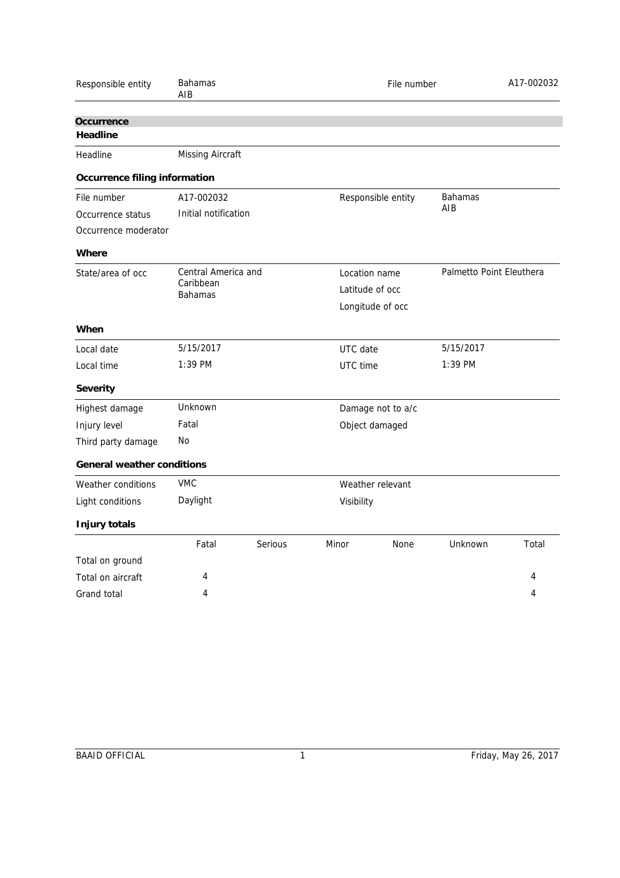| Responsible entity | Bahamas AIB | File number | A17-002032 |
|---|---|---|---|

## Occurrence

### Headline

| Headline | Missing Aircraft |
|---|---|

### Occurrence filing information

| | | | |
|---|---|---|---|
| File number | A17-002032 | Responsible entity | Bahamas AIB |
| Occurrence status | Initial notification | | |
| Occurrence moderator | | | |

### Where

| | | | |
|---|---|---|---|
| State/area of occ | Central America and Caribbean Bahamas | Location name | Palmetto Point Eleuthera |
| | | Latitude of occ | |
| | | Longitude of occ | |

### When

| | | | |
|---|---|---|---|
| Local date | 5/15/2017 | UTC date | 5/15/2017 |
| Local time | 1:39 PM | UTC time | 1:39 PM |

### Severity

| | | | |
|---|---|---|---|
| Highest damage | Unknown | Damage not to a/c | |
| Injury level | Fatal | Object damaged | |
| Third party damage | No | | |

### General weather conditions

| | | | |
|---|---|---|---|
| Weather conditions | VMC | Weather relevant | |
| Light conditions | Daylight | Visibility | |

### Injury totals

| | Fatal | Serious | Minor | None | Unknown | Total |
|---|---|---|---|---|---|---|
| Total on ground | | | | | | |
| Total on aircraft | 4 | | | | | 4 |
| Grand total | 4 | | | | | 4 |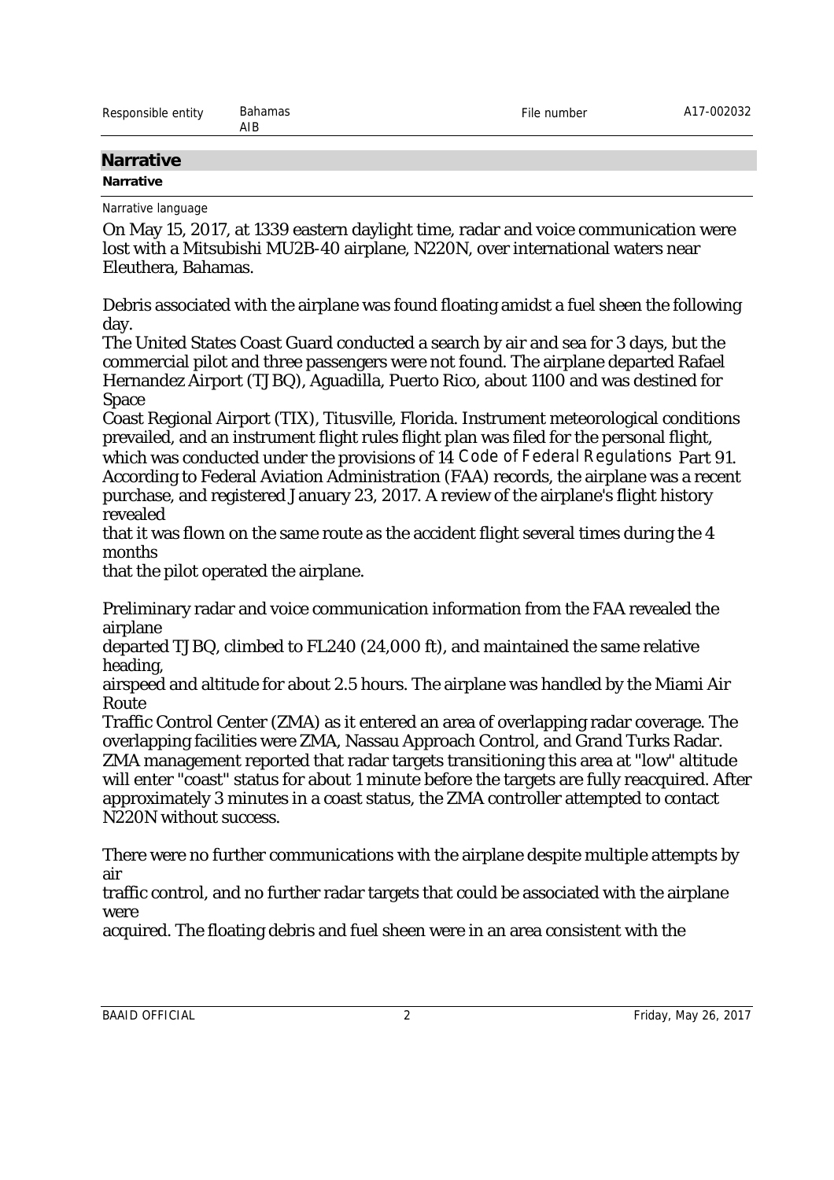| Responsible entity | Bahamas AIB | File number | A17-002032 |
|---|---|---|---|

## Narrative

**Narrative**

Narrative language

On May 15, 2017, at 1339 eastern daylight time, radar and voice communication were lost with a Mitsubishi MU2B-40 airplane, N220N, over international waters near Eleuthera, Bahamas.

Debris associated with the airplane was found floating amidst a fuel sheen the following day.
The United States Coast Guard conducted a search by air and sea for 3 days, but the commercial pilot and three passengers were not found. The airplane departed Rafael Hernandez Airport (TJBQ), Aguadilla, Puerto Rico, about 1100 and was destined for Space Coast Regional Airport (TIX), Titusville, Florida. Instrument meteorological conditions prevailed, and an instrument flight rules flight plan was filed for the personal flight, which was conducted under the provisions of 14 *Code of Federal Regulations* Part 91.
According to Federal Aviation Administration (FAA) records, the airplane was a recent purchase, and registered January 23, 2017. A review of the airplane's flight history revealed that it was flown on the same route as the accident flight several times during the 4 months that the pilot operated the airplane.

Preliminary radar and voice communication information from the FAA revealed the airplane departed TJBQ, climbed to FL240 (24,000 ft), and maintained the same relative heading, airspeed and altitude for about 2.5 hours. The airplane was handled by the Miami Air Route Traffic Control Center (ZMA) as it entered an area of overlapping radar coverage. The overlapping facilities were ZMA, Nassau Approach Control, and Grand Turks Radar. ZMA management reported that radar targets transitioning this area at "low" altitude will enter "coast" status for about 1 minute before the targets are fully reacquired. After approximately 3 minutes in a coast status, the ZMA controller attempted to contact N220N without success.

There were no further communications with the airplane despite multiple attempts by air traffic control, and no further radar targets that could be associated with the airplane were acquired. The floating debris and fuel sheen were in an area consistent with the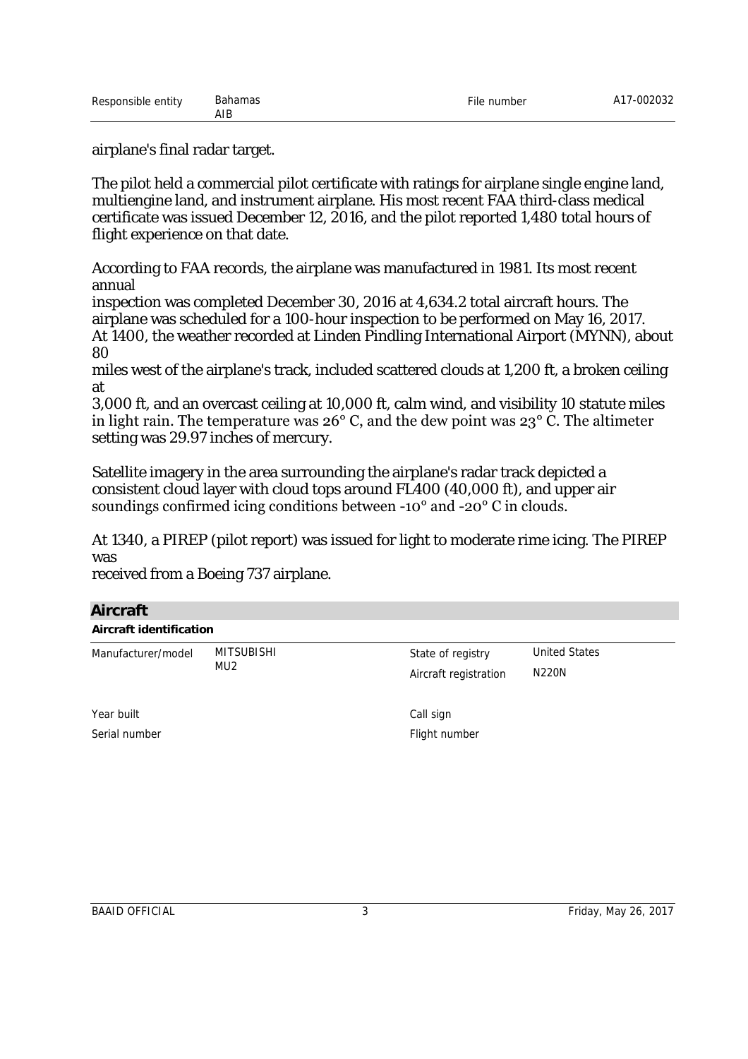airplane's final radar target.

The pilot held a commercial pilot certificate with ratings for airplane single engine land, multiengine land, and instrument airplane. His most recent FAA third-class medical certificate was issued December 12, 2016, and the pilot reported 1,480 total hours of flight experience on that date.

According to FAA records, the airplane was manufactured in 1981. Its most recent annual inspection was completed December 30, 2016 at 4,634.2 total aircraft hours. The airplane was scheduled for a 100-hour inspection to be performed on May 16, 2017. At 1400, the weather recorded at Linden Pindling International Airport (MYNN), about 80 miles west of the airplane's track, included scattered clouds at 1,200 ft, a broken ceiling at 3,000 ft, and an overcast ceiling at 10,000 ft, calm wind, and visibility 10 statute miles in light rain. The temperature was 26° C, and the dew point was 23° C. The altimeter setting was 29.97 inches of mercury.

Satellite imagery in the area surrounding the airplane's radar track depicted a consistent cloud layer with cloud tops around FL400 (40,000 ft), and upper air soundings confirmed icing conditions between -10° and -20° C in clouds.

At 1340, a PIREP (pilot report) was issued for light to moderate rime icing. The PIREP was received from a Boeing 737 airplane.

## Aircraft

### Aircraft identification

| | | | |
|---|---|---|---|
| Manufacturer/model | MITSUBISHI MU2 | State of registry | United States |
| | | Aircraft registration | N220N |
| Year built | | Call sign | |
| Serial number | | Flight number | |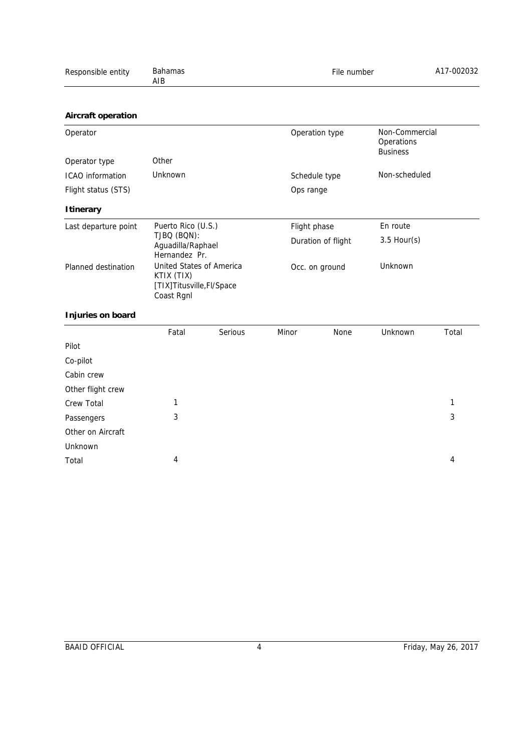| Responsible entity | Bahamas AIB | File number | A17-002032 |
| --- | --- | --- | --- |

## Aircraft operation

| | | | |
| --- | --- | --- | --- |
| Operator | | Operation type | Non-Commercial Operations Business |
| Operator type | Other | | |
| ICAO information | Unknown | Schedule type | Non-scheduled |
| Flight status (STS) | | Ops range | |

## Itinerary

| | | | |
| --- | --- | --- | --- |
| Last departure point | Puerto Rico (U.S.) TJBQ (BQN): Aguadilla/Raphael Hernandez Pr. | Flight phase | En route |
| | | Duration of flight | 3.5 Hour(s) |
| Planned destination | United States of America KTIX (TIX) [TIX]Titusville,Fl/Space Coast Rgnl | Occ. on ground | Unknown |

## Injuries on board

| | Fatal | Serious | Minor | None | Unknown | Total |
| --- | --- | --- | --- | --- | --- | --- |
| Pilot | | | | | | |
| Co-pilot | | | | | | |
| Cabin crew | | | | | | |
| Other flight crew | | | | | | |
| Crew Total | 1 | | | | | 1 |
| Passengers | 3 | | | | | 3 |
| Other on Aircraft | | | | | | |
| Unknown | | | | | | |
| Total | 4 | | | | | 4 |

BAAID OFFICIAL

Friday, May 26, 2017